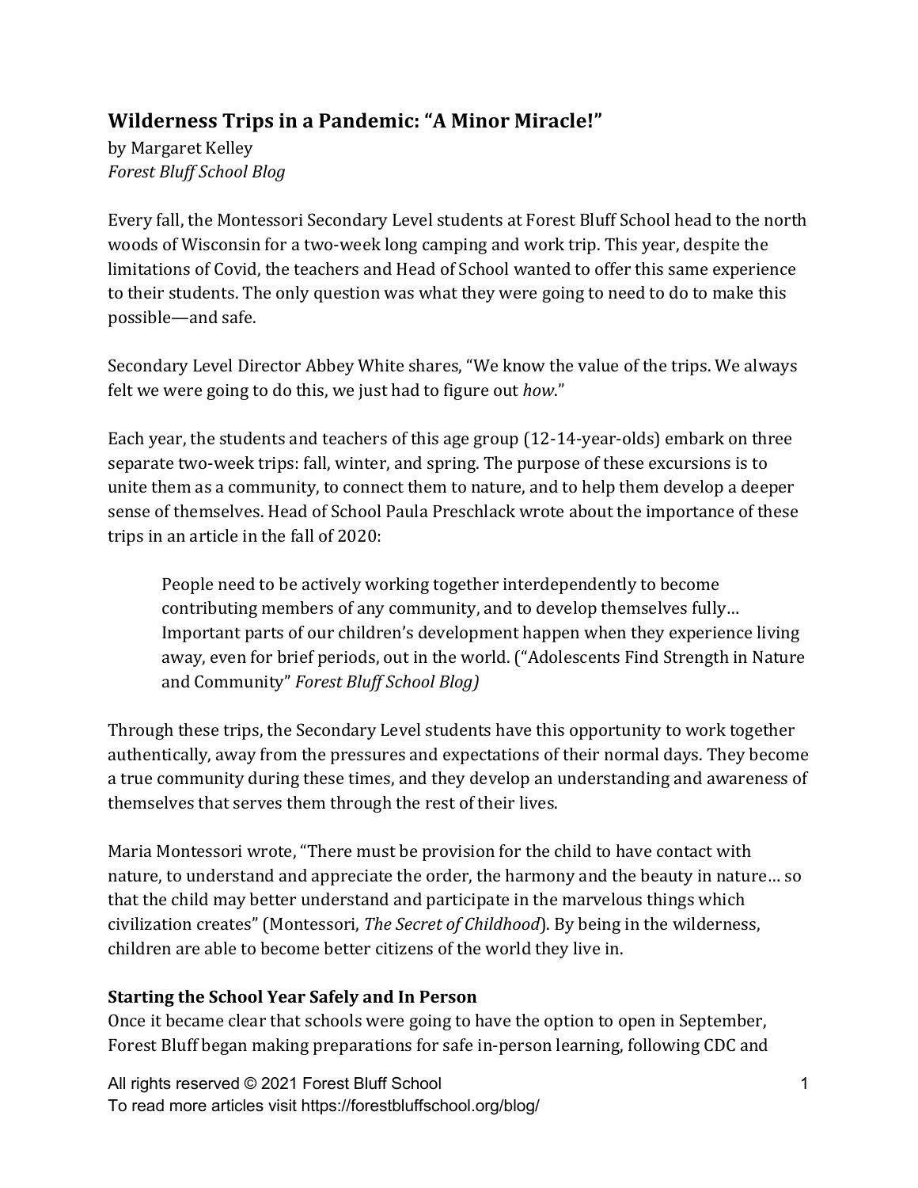# Wilderness Trips in a Pandemic: "A Minor Miracle!"

by Margaret Kelley
*Forest Bluff School Blog*

Every fall, the Montessori Secondary Level students at Forest Bluff School head to the north woods of Wisconsin for a two-week long camping and work trip. This year, despite the limitations of Covid, the teachers and Head of School wanted to offer this same experience to their students. The only question was what they were going to need to do to make this possible—and safe.

Secondary Level Director Abbey White shares, "We know the value of the trips. We always felt we were going to do this, we just had to figure out *how*."

Each year, the students and teachers of this age group (12-14-year-olds) embark on three separate two-week trips: fall, winter, and spring. The purpose of these excursions is to unite them as a community, to connect them to nature, and to help them develop a deeper sense of themselves. Head of School Paula Preschlack wrote about the importance of these trips in an article in the fall of 2020:

> People need to be actively working together interdependently to become contributing members of any community, and to develop themselves fully… Important parts of our children's development happen when they experience living away, even for brief periods, out in the world. ("Adolescents Find Strength in Nature and Community" *Forest Bluff School Blog)*

Through these trips, the Secondary Level students have this opportunity to work together authentically, away from the pressures and expectations of their normal days. They become a true community during these times, and they develop an understanding and awareness of themselves that serves them through the rest of their lives.

Maria Montessori wrote, "There must be provision for the child to have contact with nature, to understand and appreciate the order, the harmony and the beauty in nature… so that the child may better understand and participate in the marvelous things which civilization creates" (Montessori, *The Secret of Childhood*). By being in the wilderness, children are able to become better citizens of the world they live in.

## Starting the School Year Safely and In Person

Once it became clear that schools were going to have the option to open in September, Forest Bluff began making preparations for safe in-person learning, following CDC and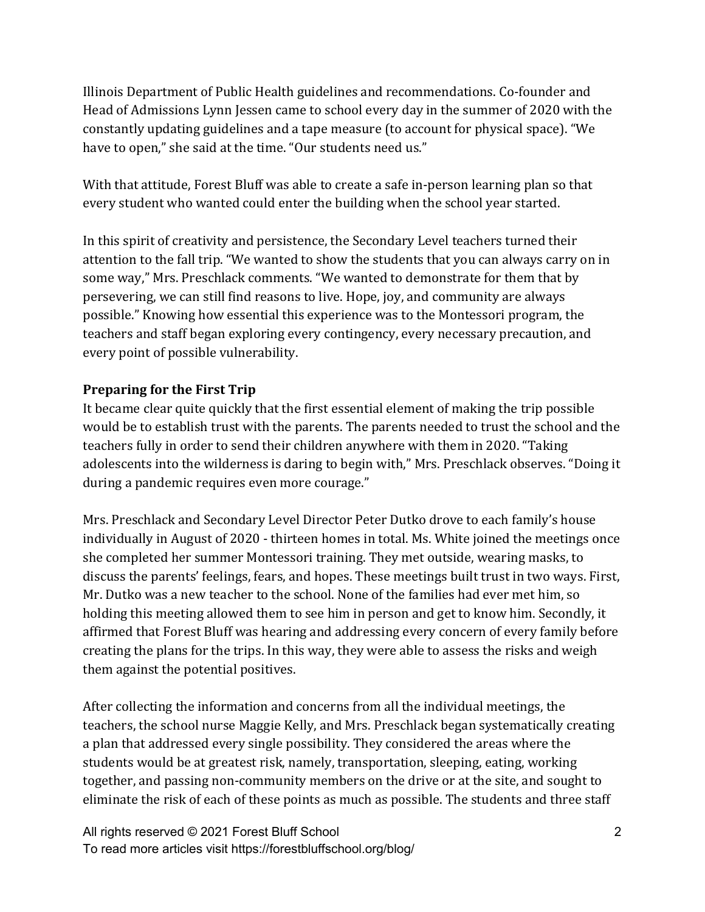Illinois Department of Public Health guidelines and recommendations. Co-founder and Head of Admissions Lynn Jessen came to school every day in the summer of 2020 with the constantly updating guidelines and a tape measure (to account for physical space). "We have to open," she said at the time. "Our students need us."

With that attitude, Forest Bluff was able to create a safe in-person learning plan so that every student who wanted could enter the building when the school year started.

In this spirit of creativity and persistence, the Secondary Level teachers turned their attention to the fall trip. "We wanted to show the students that you can always carry on in some way," Mrs. Preschlack comments. "We wanted to demonstrate for them that by persevering, we can still find reasons to live. Hope, joy, and community are always possible." Knowing how essential this experience was to the Montessori program, the teachers and staff began exploring every contingency, every necessary precaution, and every point of possible vulnerability.

**Preparing for the First Trip**

It became clear quite quickly that the first essential element of making the trip possible would be to establish trust with the parents. The parents needed to trust the school and the teachers fully in order to send their children anywhere with them in 2020. "Taking adolescents into the wilderness is daring to begin with," Mrs. Preschlack observes. "Doing it during a pandemic requires even more courage."

Mrs. Preschlack and Secondary Level Director Peter Dutko drove to each family's house individually in August of 2020 - thirteen homes in total. Ms. White joined the meetings once she completed her summer Montessori training. They met outside, wearing masks, to discuss the parents' feelings, fears, and hopes. These meetings built trust in two ways. First, Mr. Dutko was a new teacher to the school. None of the families had ever met him, so holding this meeting allowed them to see him in person and get to know him. Secondly, it affirmed that Forest Bluff was hearing and addressing every concern of every family before creating the plans for the trips. In this way, they were able to assess the risks and weigh them against the potential positives.

After collecting the information and concerns from all the individual meetings, the teachers, the school nurse Maggie Kelly, and Mrs. Preschlack began systematically creating a plan that addressed every single possibility. They considered the areas where the students would be at greatest risk, namely, transportation, sleeping, eating, working together, and passing non-community members on the drive or at the site, and sought to eliminate the risk of each of these points as much as possible. The students and three staff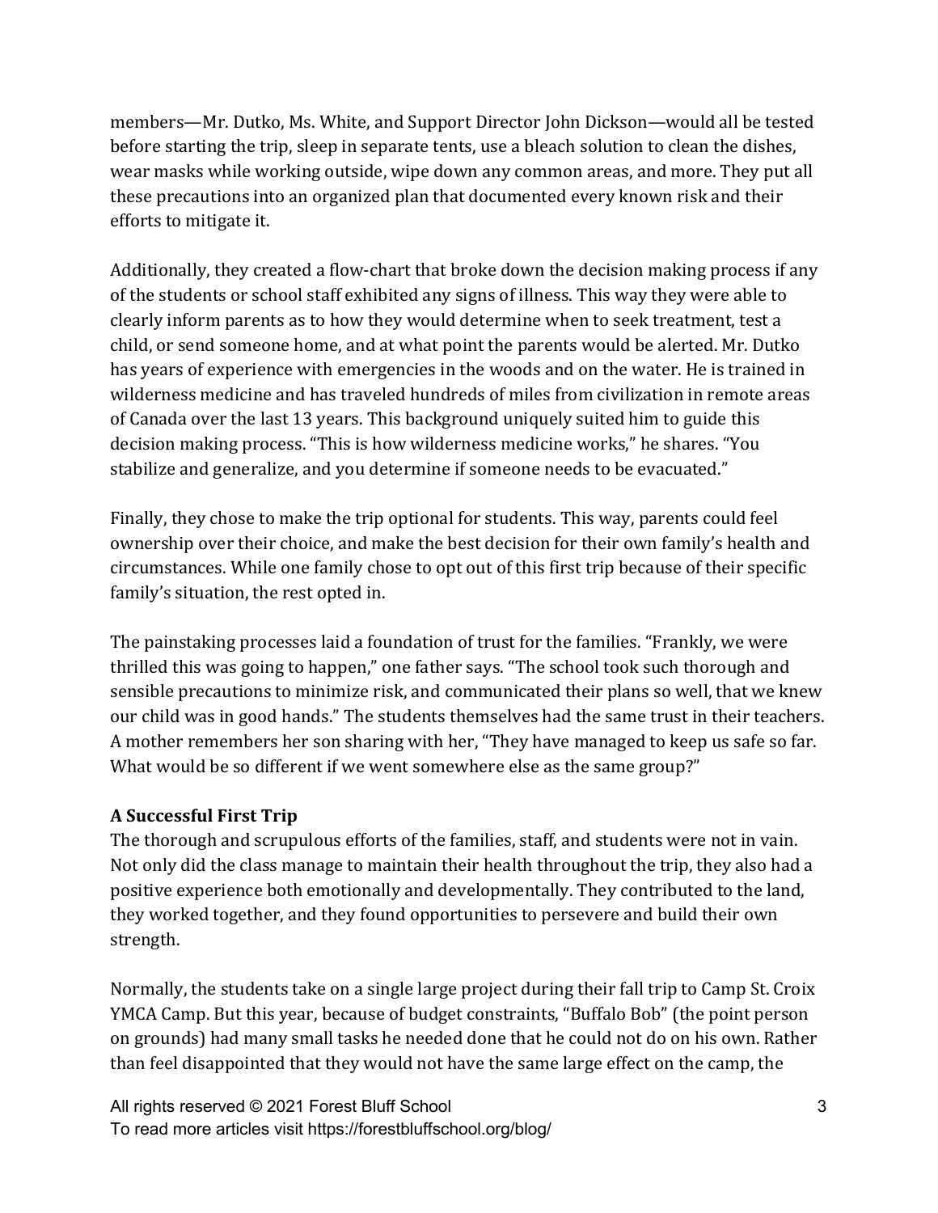members—Mr. Dutko, Ms. White, and Support Director John Dickson—would all be tested before starting the trip, sleep in separate tents, use a bleach solution to clean the dishes, wear masks while working outside, wipe down any common areas, and more. They put all these precautions into an organized plan that documented every known risk and their efforts to mitigate it.

Additionally, they created a flow-chart that broke down the decision making process if any of the students or school staff exhibited any signs of illness. This way they were able to clearly inform parents as to how they would determine when to seek treatment, test a child, or send someone home, and at what point the parents would be alerted. Mr. Dutko has years of experience with emergencies in the woods and on the water. He is trained in wilderness medicine and has traveled hundreds of miles from civilization in remote areas of Canada over the last 13 years. This background uniquely suited him to guide this decision making process. "This is how wilderness medicine works," he shares. "You stabilize and generalize, and you determine if someone needs to be evacuated."

Finally, they chose to make the trip optional for students. This way, parents could feel ownership over their choice, and make the best decision for their own family's health and circumstances. While one family chose to opt out of this first trip because of their specific family's situation, the rest opted in.

The painstaking processes laid a foundation of trust for the families. "Frankly, we were thrilled this was going to happen," one father says. "The school took such thorough and sensible precautions to minimize risk, and communicated their plans so well, that we knew our child was in good hands." The students themselves had the same trust in their teachers. A mother remembers her son sharing with her, "They have managed to keep us safe so far. What would be so different if we went somewhere else as the same group?"

**A Successful First Trip**

The thorough and scrupulous efforts of the families, staff, and students were not in vain. Not only did the class manage to maintain their health throughout the trip, they also had a positive experience both emotionally and developmentally. They contributed to the land, they worked together, and they found opportunities to persevere and build their own strength.

Normally, the students take on a single large project during their fall trip to Camp St. Croix YMCA Camp. But this year, because of budget constraints, "Buffalo Bob" (the point person on grounds) had many small tasks he needed done that he could not do on his own. Rather than feel disappointed that they would not have the same large effect on the camp, the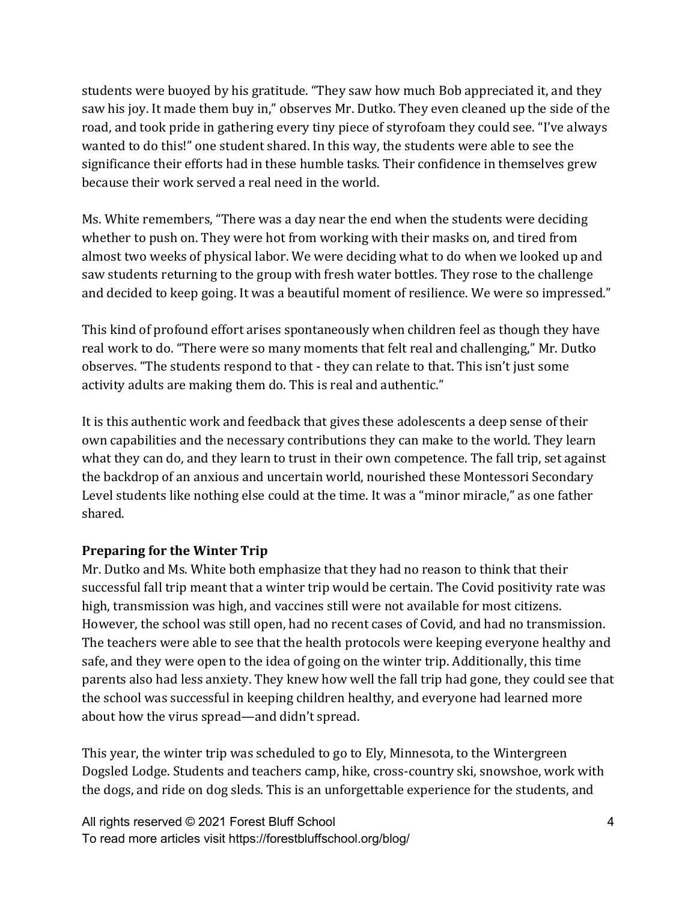students were buoyed by his gratitude. "They saw how much Bob appreciated it, and they saw his joy. It made them buy in," observes Mr. Dutko. They even cleaned up the side of the road, and took pride in gathering every tiny piece of styrofoam they could see. "I've always wanted to do this!" one student shared. In this way, the students were able to see the significance their efforts had in these humble tasks. Their confidence in themselves grew because their work served a real need in the world.

Ms. White remembers, "There was a day near the end when the students were deciding whether to push on. They were hot from working with their masks on, and tired from almost two weeks of physical labor. We were deciding what to do when we looked up and saw students returning to the group with fresh water bottles. They rose to the challenge and decided to keep going. It was a beautiful moment of resilience. We were so impressed."

This kind of profound effort arises spontaneously when children feel as though they have real work to do. "There were so many moments that felt real and challenging," Mr. Dutko observes. "The students respond to that - they can relate to that. This isn't just some activity adults are making them do. This is real and authentic."

It is this authentic work and feedback that gives these adolescents a deep sense of their own capabilities and the necessary contributions they can make to the world. They learn what they can do, and they learn to trust in their own competence. The fall trip, set against the backdrop of an anxious and uncertain world, nourished these Montessori Secondary Level students like nothing else could at the time. It was a "minor miracle," as one father shared.

**Preparing for the Winter Trip**

Mr. Dutko and Ms. White both emphasize that they had no reason to think that their successful fall trip meant that a winter trip would be certain. The Covid positivity rate was high, transmission was high, and vaccines still were not available for most citizens. However, the school was still open, had no recent cases of Covid, and had no transmission. The teachers were able to see that the health protocols were keeping everyone healthy and safe, and they were open to the idea of going on the winter trip. Additionally, this time parents also had less anxiety. They knew how well the fall trip had gone, they could see that the school was successful in keeping children healthy, and everyone had learned more about how the virus spread—and didn't spread.

This year, the winter trip was scheduled to go to Ely, Minnesota, to the Wintergreen Dogsled Lodge. Students and teachers camp, hike, cross-country ski, snowshoe, work with the dogs, and ride on dog sleds. This is an unforgettable experience for the students, and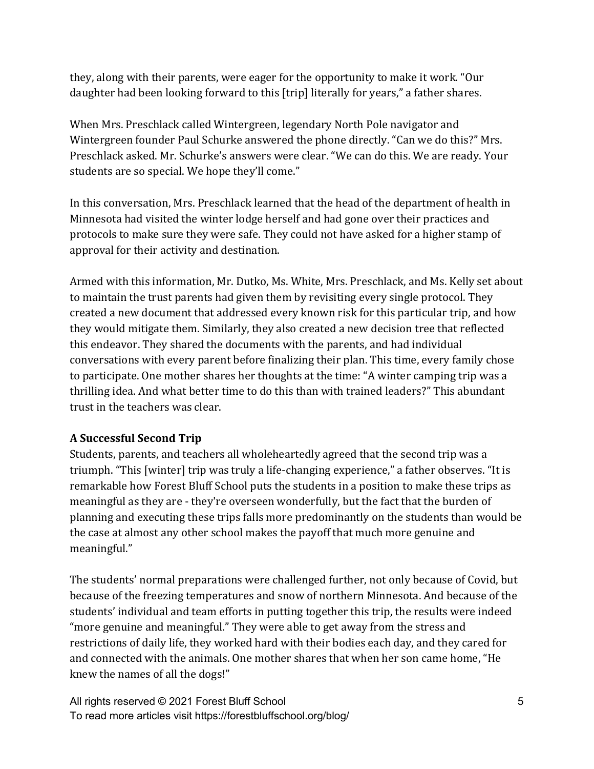they, along with their parents, were eager for the opportunity to make it work. "Our daughter had been looking forward to this [trip] literally for years," a father shares.

When Mrs. Preschlack called Wintergreen, legendary North Pole navigator and Wintergreen founder Paul Schurke answered the phone directly. "Can we do this?" Mrs. Preschlack asked. Mr. Schurke's answers were clear. "We can do this. We are ready. Your students are so special. We hope they'll come."

In this conversation, Mrs. Preschlack learned that the head of the department of health in Minnesota had visited the winter lodge herself and had gone over their practices and protocols to make sure they were safe. They could not have asked for a higher stamp of approval for their activity and destination.

Armed with this information, Mr. Dutko, Ms. White, Mrs. Preschlack, and Ms. Kelly set about to maintain the trust parents had given them by revisiting every single protocol. They created a new document that addressed every known risk for this particular trip, and how they would mitigate them. Similarly, they also created a new decision tree that reflected this endeavor. They shared the documents with the parents, and had individual conversations with every parent before finalizing their plan. This time, every family chose to participate. One mother shares her thoughts at the time: "A winter camping trip was a thrilling idea. And what better time to do this than with trained leaders?" This abundant trust in the teachers was clear.

**A Successful Second Trip**

Students, parents, and teachers all wholeheartedly agreed that the second trip was a triumph. "This [winter] trip was truly a life-changing experience," a father observes. "It is remarkable how Forest Bluff School puts the students in a position to make these trips as meaningful as they are - they're overseen wonderfully, but the fact that the burden of planning and executing these trips falls more predominantly on the students than would be the case at almost any other school makes the payoff that much more genuine and meaningful."

The students' normal preparations were challenged further, not only because of Covid, but because of the freezing temperatures and snow of northern Minnesota. And because of the students' individual and team efforts in putting together this trip, the results were indeed "more genuine and meaningful." They were able to get away from the stress and restrictions of daily life, they worked hard with their bodies each day, and they cared for and connected with the animals. One mother shares that when her son came home, "He knew the names of all the dogs!"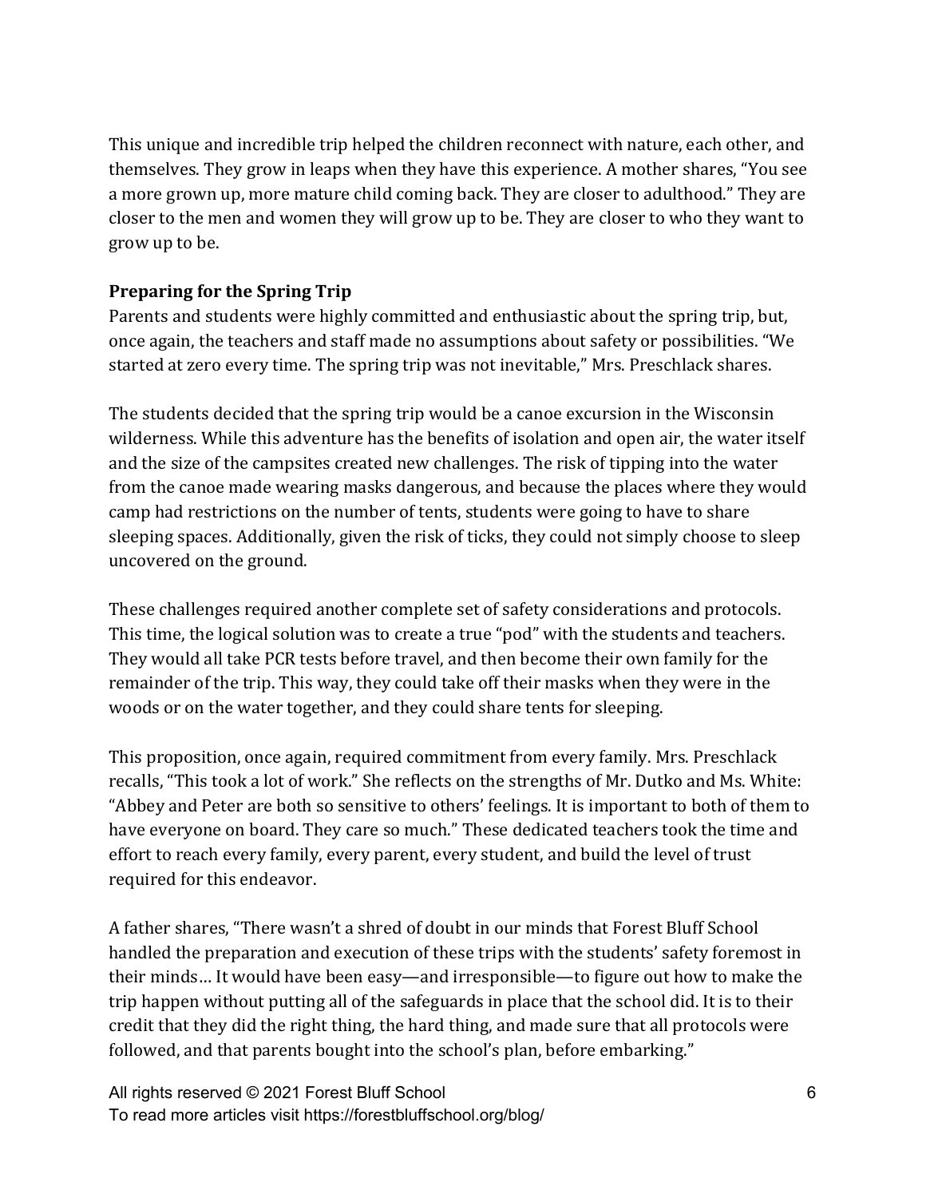This unique and incredible trip helped the children reconnect with nature, each other, and themselves. They grow in leaps when they have this experience. A mother shares, "You see a more grown up, more mature child coming back. They are closer to adulthood." They are closer to the men and women they will grow up to be. They are closer to who they want to grow up to be.

**Preparing for the Spring Trip**

Parents and students were highly committed and enthusiastic about the spring trip, but, once again, the teachers and staff made no assumptions about safety or possibilities. "We started at zero every time. The spring trip was not inevitable," Mrs. Preschlack shares.

The students decided that the spring trip would be a canoe excursion in the Wisconsin wilderness. While this adventure has the benefits of isolation and open air, the water itself and the size of the campsites created new challenges. The risk of tipping into the water from the canoe made wearing masks dangerous, and because the places where they would camp had restrictions on the number of tents, students were going to have to share sleeping spaces. Additionally, given the risk of ticks, they could not simply choose to sleep uncovered on the ground.

These challenges required another complete set of safety considerations and protocols. This time, the logical solution was to create a true "pod" with the students and teachers. They would all take PCR tests before travel, and then become their own family for the remainder of the trip. This way, they could take off their masks when they were in the woods or on the water together, and they could share tents for sleeping.

This proposition, once again, required commitment from every family. Mrs. Preschlack recalls, "This took a lot of work." She reflects on the strengths of Mr. Dutko and Ms. White: "Abbey and Peter are both so sensitive to others' feelings. It is important to both of them to have everyone on board. They care so much." These dedicated teachers took the time and effort to reach every family, every parent, every student, and build the level of trust required for this endeavor.

A father shares, "There wasn't a shred of doubt in our minds that Forest Bluff School handled the preparation and execution of these trips with the students' safety foremost in their minds… It would have been easy—and irresponsible—to figure out how to make the trip happen without putting all of the safeguards in place that the school did. It is to their credit that they did the right thing, the hard thing, and made sure that all protocols were followed, and that parents bought into the school's plan, before embarking."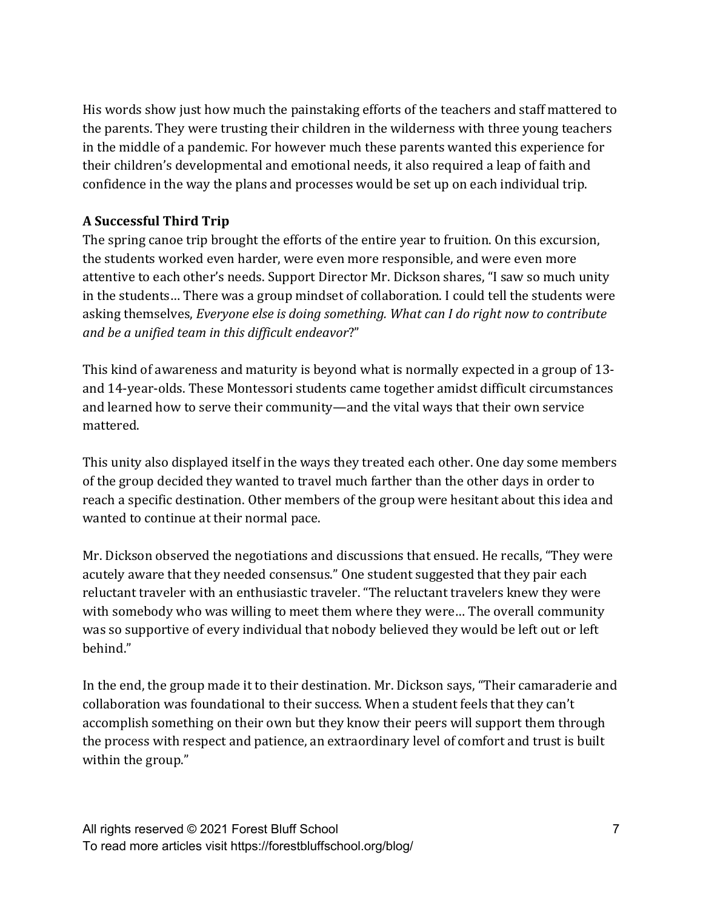His words show just how much the painstaking efforts of the teachers and staff mattered to the parents. They were trusting their children in the wilderness with three young teachers in the middle of a pandemic. For however much these parents wanted this experience for their children's developmental and emotional needs, it also required a leap of faith and confidence in the way the plans and processes would be set up on each individual trip.

**A Successful Third Trip**

The spring canoe trip brought the efforts of the entire year to fruition. On this excursion, the students worked even harder, were even more responsible, and were even more attentive to each other's needs. Support Director Mr. Dickson shares, "I saw so much unity in the students… There was a group mindset of collaboration. I could tell the students were asking themselves, *Everyone else is doing something. What can I do right now to contribute and be a unified team in this difficult endeavor*?"

This kind of awareness and maturity is beyond what is normally expected in a group of 13- and 14-year-olds. These Montessori students came together amidst difficult circumstances and learned how to serve their community—and the vital ways that their own service mattered.

This unity also displayed itself in the ways they treated each other. One day some members of the group decided they wanted to travel much farther than the other days in order to reach a specific destination. Other members of the group were hesitant about this idea and wanted to continue at their normal pace.

Mr. Dickson observed the negotiations and discussions that ensued. He recalls, "They were acutely aware that they needed consensus." One student suggested that they pair each reluctant traveler with an enthusiastic traveler. "The reluctant travelers knew they were with somebody who was willing to meet them where they were… The overall community was so supportive of every individual that nobody believed they would be left out or left behind."

In the end, the group made it to their destination. Mr. Dickson says, "Their camaraderie and collaboration was foundational to their success. When a student feels that they can't accomplish something on their own but they know their peers will support them through the process with respect and patience, an extraordinary level of comfort and trust is built within the group."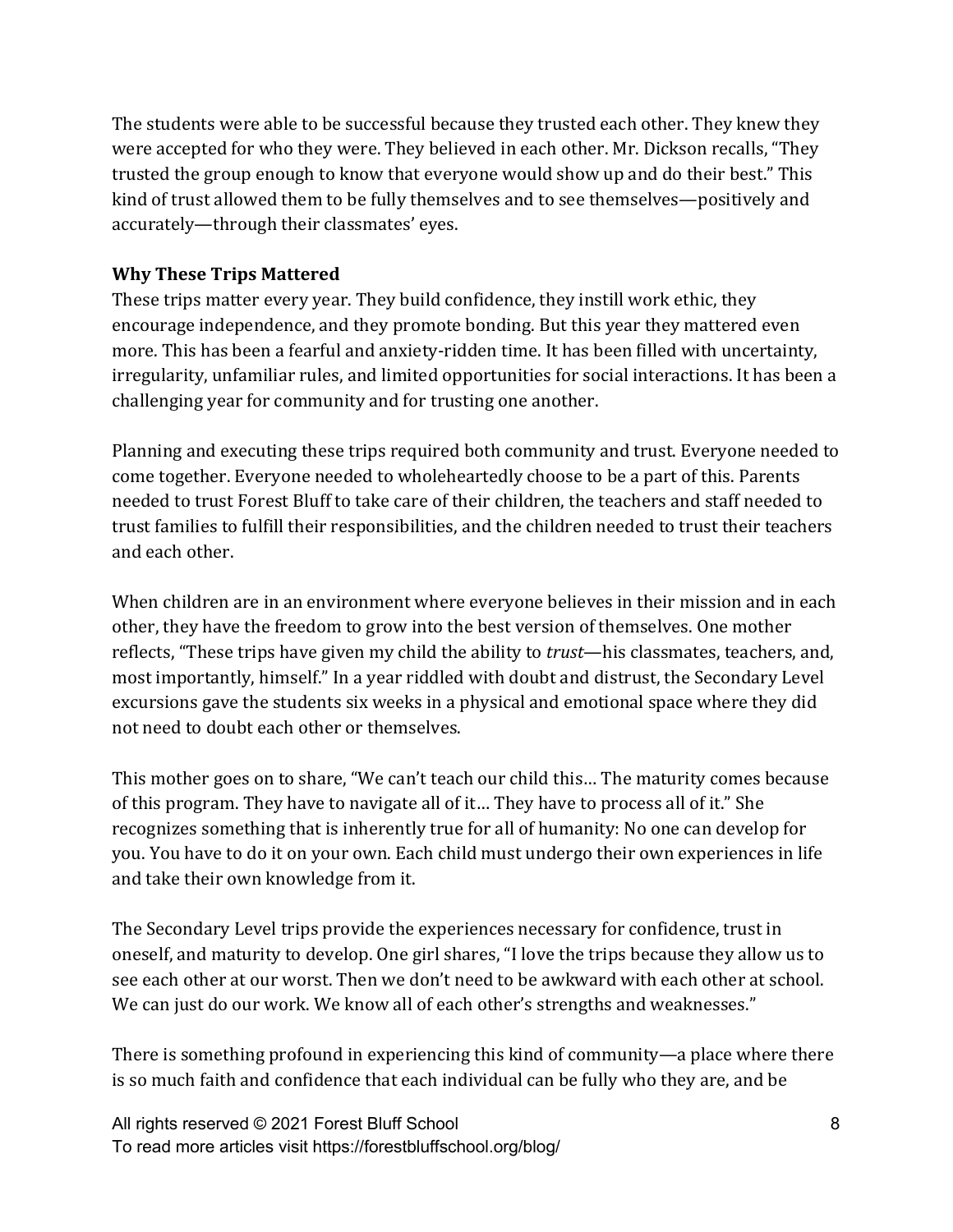The students were able to be successful because they trusted each other. They knew they were accepted for who they were. They believed in each other. Mr. Dickson recalls, "They trusted the group enough to know that everyone would show up and do their best." This kind of trust allowed them to be fully themselves and to see themselves—positively and accurately—through their classmates' eyes.

**Why These Trips Mattered**

These trips matter every year. They build confidence, they instill work ethic, they encourage independence, and they promote bonding. But this year they mattered even more. This has been a fearful and anxiety-ridden time. It has been filled with uncertainty, irregularity, unfamiliar rules, and limited opportunities for social interactions. It has been a challenging year for community and for trusting one another.

Planning and executing these trips required both community and trust. Everyone needed to come together. Everyone needed to wholeheartedly choose to be a part of this. Parents needed to trust Forest Bluff to take care of their children, the teachers and staff needed to trust families to fulfill their responsibilities, and the children needed to trust their teachers and each other.

When children are in an environment where everyone believes in their mission and in each other, they have the freedom to grow into the best version of themselves. One mother reflects, "These trips have given my child the ability to *trust*—his classmates, teachers, and, most importantly, himself." In a year riddled with doubt and distrust, the Secondary Level excursions gave the students six weeks in a physical and emotional space where they did not need to doubt each other or themselves.

This mother goes on to share, "We can't teach our child this… The maturity comes because of this program. They have to navigate all of it… They have to process all of it." She recognizes something that is inherently true for all of humanity: No one can develop for you. You have to do it on your own. Each child must undergo their own experiences in life and take their own knowledge from it.

The Secondary Level trips provide the experiences necessary for confidence, trust in oneself, and maturity to develop. One girl shares, "I love the trips because they allow us to see each other at our worst. Then we don't need to be awkward with each other at school. We can just do our work. We know all of each other's strengths and weaknesses."

There is something profound in experiencing this kind of community—a place where there is so much faith and confidence that each individual can be fully who they are, and be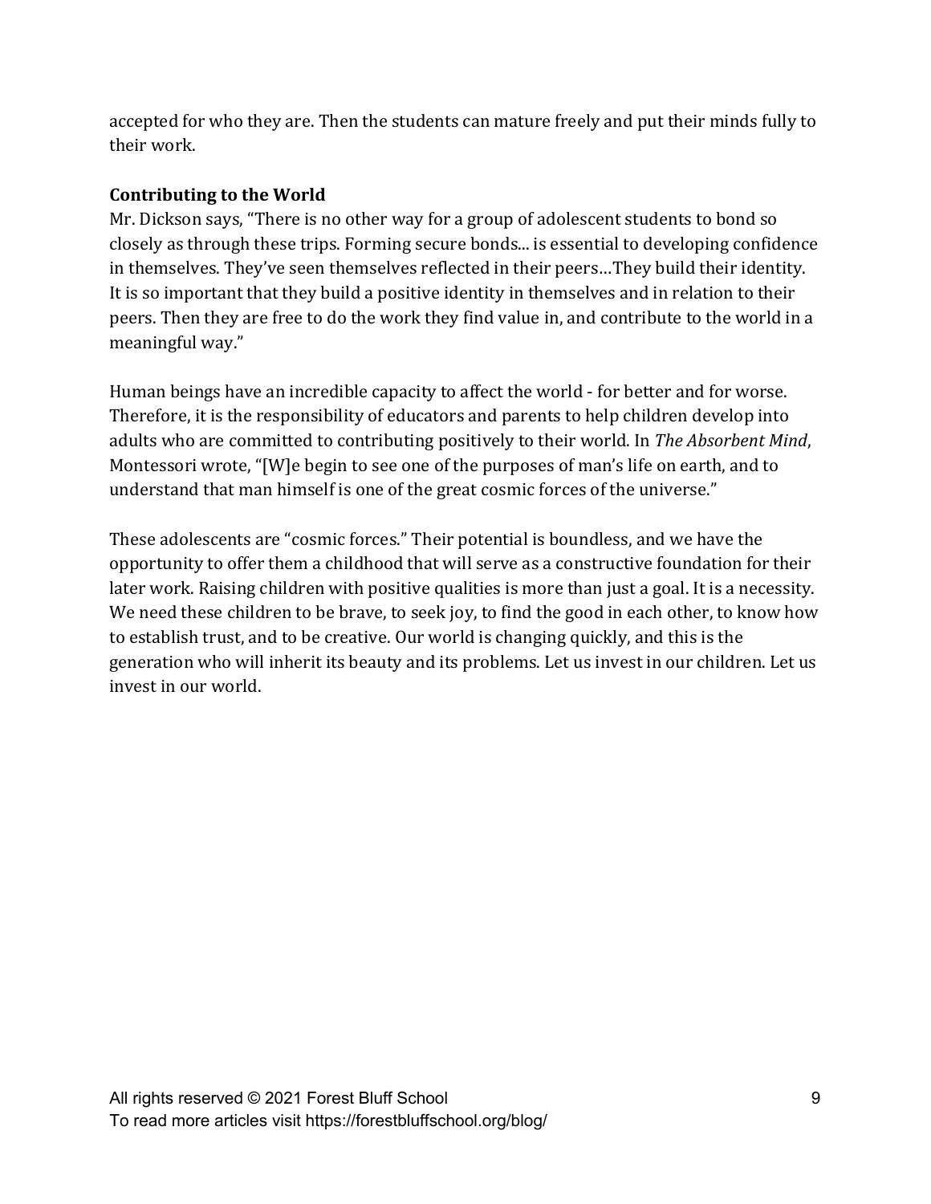accepted for who they are. Then the students can mature freely and put their minds fully to their work.

**Contributing to the World**

Mr. Dickson says, "There is no other way for a group of adolescent students to bond so closely as through these trips. Forming secure bonds... is essential to developing confidence in themselves. They've seen themselves reflected in their peers…They build their identity. It is so important that they build a positive identity in themselves and in relation to their peers. Then they are free to do the work they find value in, and contribute to the world in a meaningful way."

Human beings have an incredible capacity to affect the world - for better and for worse. Therefore, it is the responsibility of educators and parents to help children develop into adults who are committed to contributing positively to their world. In *The Absorbent Mind*, Montessori wrote, "[W]e begin to see one of the purposes of man's life on earth, and to understand that man himself is one of the great cosmic forces of the universe."

These adolescents are "cosmic forces." Their potential is boundless, and we have the opportunity to offer them a childhood that will serve as a constructive foundation for their later work. Raising children with positive qualities is more than just a goal. It is a necessity. We need these children to be brave, to seek joy, to find the good in each other, to know how to establish trust, and to be creative. Our world is changing quickly, and this is the generation who will inherit its beauty and its problems. Let us invest in our children. Let us invest in our world.

All rights reserved © 2021 Forest Bluff School
To read more articles visit https://forestbluffschool.org/blog/